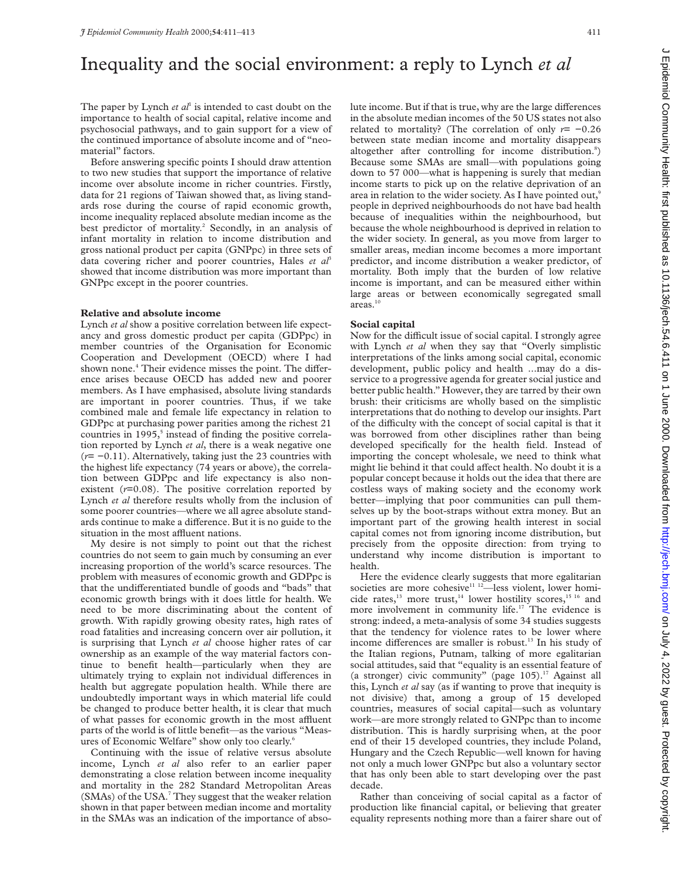# Inequality and the social environment: a reply to Lynch *et al*

The paper by Lynch *et al*[1] is intended to cast doubt on the importance to health of social capital, relative income and psychosocial pathways, and to gain support for a view of the continued importance of absolute income and of "neomaterial" factors.

Before answering specific points I should draw attention to two new studies that support the importance of relative income over absolute income in richer countries. Firstly, data for 21 regions of Taiwan showed that, as living standards rose during the course of rapid economic growth, income inequality replaced absolute median income as the best predictor of mortality.[2] Secondly, in an analysis of infant mortality in relation to income distribution and gross national product per capita (GNPpc) in three sets of data covering richer and poorer countries, Hales *et al*[3] showed that income distribution was more important than GNPpc except in the poorer countries.

## Relative and absolute income

Lynch *et al* show a positive correlation between life expectancy and gross domestic product per capita (GDPpc) in member countries of the Organisation for Economic Cooperation and Development (OECD) where I had shown none.[4] Their evidence misses the point. The difference arises because OECD has added new and poorer members. As I have emphasised, absolute living standards are important in poorer countries. Thus, if we take combined male and female life expectancy in relation to GDPpc at purchasing power parities among the richest 21 countries in 1995,[5] instead of finding the positive correlation reported by Lynch *et al*, there is a weak negative one ($r = -0.11$). Alternatively, taking just the 23 countries with the highest life expectancy (74 years or above), the correlation between GDPpc and life expectancy is also nonexistent ($r = 0.08$). The positive correlation reported by Lynch *et al* therefore results wholly from the inclusion of some poorer countries—where we all agree absolute standards continue to make a difference. But it is no guide to the situation in the most affluent nations.

My desire is not simply to point out that the richest countries do not seem to gain much by consuming an ever increasing proportion of the world's scarce resources. The problem with measures of economic growth and GDPpc is that the undifferentiated bundle of goods and "bads" that economic growth brings with it does little for health. We need to be more discriminating about the content of growth. With rapidly growing obesity rates, high rates of road fatalities and increasing concern over air pollution, it is surprising that Lynch *et al* choose higher rates of car ownership as an example of the way material factors continue to benefit health—particularly when they are ultimately trying to explain not individual differences in health but aggregate population health. While there are undoubtedly important ways in which material life could be changed to produce better health, it is clear that much of what passes for economic growth in the most affluent parts of the world is of little benefit—as the various "Measures of Economic Welfare" show only too clearly.[6]

Continuing with the issue of relative versus absolute income, Lynch *et al* also refer to an earlier paper demonstrating a close relation between income inequality and mortality in the 282 Standard Metropolitan Areas (SMAs) of the USA.[7] They suggest that the weaker relation shown in that paper between median income and mortality in the SMAs was an indication of the importance of absolute income. But if that is true, why are the large differences in the absolute median incomes of the 50 US states not also related to mortality? (The correlation of only $r = -0.26$ between state median income and mortality disappears altogether after controlling for income distribution.[8]) Because some SMAs are small—with populations going down to 57 000—what is happening is surely that median income starts to pick up on the relative deprivation of an area in relation to the wider society. As I have pointed out,[9] people in deprived neighbourhoods do not have bad health because of inequalities within the neighbourhood, but because the whole neighbourhood is deprived in relation to the wider society. In general, as you move from larger to smaller areas, median income becomes a more important predictor, and income distribution a weaker predictor, of mortality. Both imply that the burden of low relative income is important, and can be measured either within large areas or between economically segregated small areas.[10]

## Social capital

Now for the difficult issue of social capital. I strongly agree with Lynch *et al* when they say that "Overly simplistic interpretations of the links among social capital, economic development, public policy and health ...may do a disservice to a progressive agenda for greater social justice and better public health." However, they are tarred by their own brush: their criticisms are wholly based on the simplistic interpretations that do nothing to develop our insights. Part of the difficulty with the concept of social capital is that it was borrowed from other disciplines rather than being developed specifically for the health field. Instead of importing the concept wholesale, we need to think what might lie behind it that could affect health. No doubt it is a popular concept because it holds out the idea that there are costless ways of making society and the economy work better—implying that poor communities can pull themselves up by the boot-straps without extra money. But an important part of the growing health interest in social capital comes not from ignoring income distribution, but precisely from the opposite direction: from trying to understand why income distribution is important to health.

Here the evidence clearly suggests that more egalitarian societies are more cohesive[11,12]—less violent, lower homicide rates,[13] more trust,[14] lower hostility scores,[15,16] and more involvement in community life.[17] The evidence is strong: indeed, a meta-analysis of some 34 studies suggests that the tendency for violence rates to be lower where income differences are smaller is robust.[13] In his study of the Italian regions, Putnam, talking of more egalitarian social attitudes, said that "equality is an essential feature of (a stronger) civic community" (page 105).[17] Against all this, Lynch *et al* say (as if wanting to prove that inequity is not divisive) that, among a group of 15 developed countries, measures of social capital—such as voluntary work—are more strongly related to GNPpc than to income distribution. This is hardly surprising when, at the poor end of their 15 developed countries, they include Poland, Hungary and the Czech Republic—well known for having not only a much lower GNPpc but also a voluntary sector that has only been able to start developing over the past decade.

Rather than conceiving of social capital as a factor of production like financial capital, or believing that greater equality represents nothing more than a fairer share out of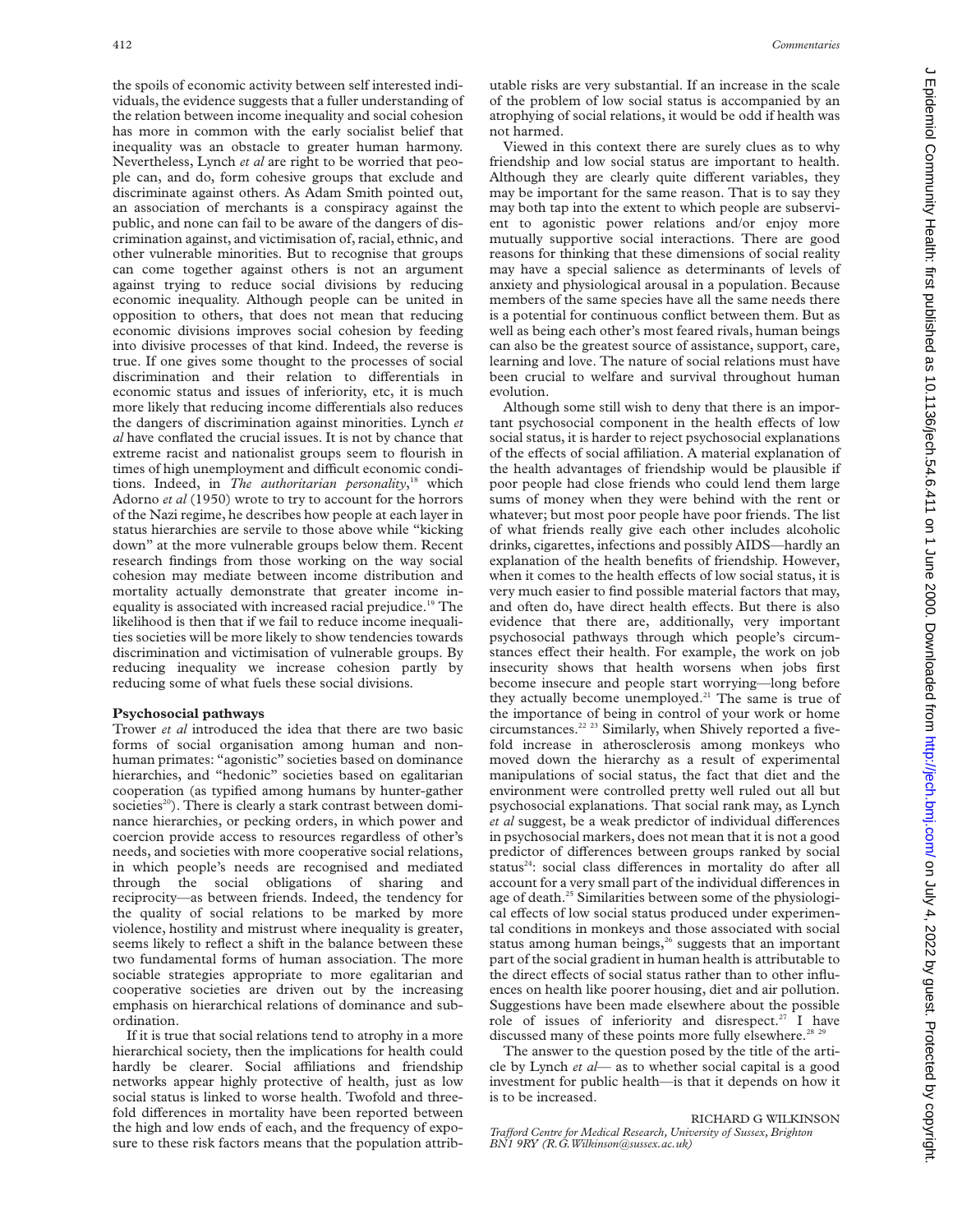the spoils of economic activity between self interested individuals, the evidence suggests that a fuller understanding of the relation between income inequality and social cohesion has more in common with the early socialist belief that inequality was an obstacle to greater human harmony. Nevertheless, Lynch *et al* are right to be worried that people can, and do, form cohesive groups that exclude and discriminate against others. As Adam Smith pointed out, an association of merchants is a conspiracy against the public, and none can fail to be aware of the dangers of discrimination against, and victimisation of, racial, ethnic, and other vulnerable minorities. But to recognise that groups can come together against others is not an argument against trying to reduce social divisions by reducing economic inequality. Although people can be united in opposition to others, that does not mean that reducing economic divisions improves social cohesion by feeding into divisive processes of that kind. Indeed, the reverse is true. If one gives some thought to the processes of social discrimination and their relation to differentials in economic status and issues of inferiority, etc, it is much more likely that reducing income differentials also reduces the dangers of discrimination against minorities. Lynch *et al* have conflated the crucial issues. It is not by chance that extreme racist and nationalist groups seem to flourish in times of high unemployment and difficult economic conditions. Indeed, in *The authoritarian personality*,[18] which Adorno *et al* (1950) wrote to try to account for the horrors of the Nazi regime, he describes how people at each layer in status hierarchies are servile to those above while "kicking down" at the more vulnerable groups below them. Recent research findings from those working on the way social cohesion may mediate between income distribution and mortality actually demonstrate that greater income inequality is associated with increased racial prejudice.[19] The likelihood is then that if we fail to reduce income inequalities societies will be more likely to show tendencies towards discrimination and victimisation of vulnerable groups. By reducing inequality we increase cohesion partly by reducing some of what fuels these social divisions.

### Psychosocial pathways

Trower *et al* introduced the idea that there are two basic forms of social organisation among human and non-human primates: "agonistic" societies based on dominance hierarchies, and "hedonic" societies based on egalitarian cooperation (as typified among humans by hunter-gather societies[20]). There is clearly a stark contrast between dominance hierarchies, or pecking orders, in which power and coercion provide access to resources regardless of other's needs, and societies with more cooperative social relations, in which people's needs are recognised and mediated through the social obligations of sharing and reciprocity—as between friends. Indeed, the tendency for the quality of social relations to be marked by more violence, hostility and mistrust where inequality is greater, seems likely to reflect a shift in the balance between these two fundamental forms of human association. The more sociable strategies appropriate to more egalitarian and cooperative societies are driven out by the increasing emphasis on hierarchical relations of dominance and subordination.

If it is true that social relations tend to atrophy in a more hierarchical society, then the implications for health could hardly be clearer. Social affiliations and friendship networks appear highly protective of health, just as low social status is linked to worse health. Twofold and threefold differences in mortality have been reported between the high and low ends of each, and the frequency of exposure to these risk factors means that the population attributable risks are very substantial. If an increase in the scale of the problem of low social status is accompanied by an atrophying of social relations, it would be odd if health was not harmed.

Viewed in this context there are surely clues as to why friendship and low social status are important to health. Although they are clearly quite different variables, they may be important for the same reason. That is to say they may both tap into the extent to which people are subservient to agonistic power relations and/or enjoy more mutually supportive social interactions. There are good reasons for thinking that these dimensions of social reality may have a special salience as determinants of levels of anxiety and physiological arousal in a population. Because members of the same species have all the same needs there is a potential for continuous conflict between them. But as well as being each other's most feared rivals, human beings can also be the greatest source of assistance, support, care, learning and love. The nature of social relations must have been crucial to welfare and survival throughout human evolution.

Although some still wish to deny that there is an important psychosocial component in the health effects of low social status, it is harder to reject psychosocial explanations of the effects of social affiliation. A material explanation of the health advantages of friendship would be plausible if poor people had close friends who could lend them large sums of money when they were behind with the rent or whatever; but most poor people have poor friends. The list of what friends really give each other includes alcoholic drinks, cigarettes, infections and possibly AIDS—hardly an explanation of the health benefits of friendship. However, when it comes to the health effects of low social status, it is very much easier to find possible material factors that may, and often do, have direct health effects. But there is also evidence that there are, additionally, very important psychosocial pathways through which people's circumstances effect their health. For example, the work on job insecurity shows that health worsens when jobs first become insecure and people start worrying—long before they actually become unemployed.[21] The same is true of the importance of being in control of your work or home circumstances.[22 23] Similarly, when Shively reported a fivefold increase in atherosclerosis among monkeys who moved down the hierarchy as a result of experimental manipulations of social status, the fact that diet and the environment were controlled pretty well ruled out all but psychosocial explanations. That social rank may, as Lynch *et al* suggest, be a weak predictor of individual differences in psychosocial markers, does not mean that it is not a good predictor of differences between groups ranked by social status[24]: social class differences in mortality do after all account for a very small part of the individual differences in age of death.[25] Similarities between some of the physiological effects of low social status produced under experimental conditions in monkeys and those associated with social status among human beings,[26] suggests that an important part of the social gradient in human health is attributable to the direct effects of social status rather than to other influences on health like poorer housing, diet and air pollution. Suggestions have been made elsewhere about the possible role of issues of inferiority and disrespect.[27] I have discussed many of these points more fully elsewhere.[28 29]

The answer to the question posed by the title of the article by Lynch *et al*— as to whether social capital is a good investment for public health—is that it depends on how it is to be increased.

RICHARD G WILKINSON

*Trafford Centre for Medical Research, University of Sussex, Brighton BN1 9RY (R.G.Wilkinson@sussex.ac.uk)*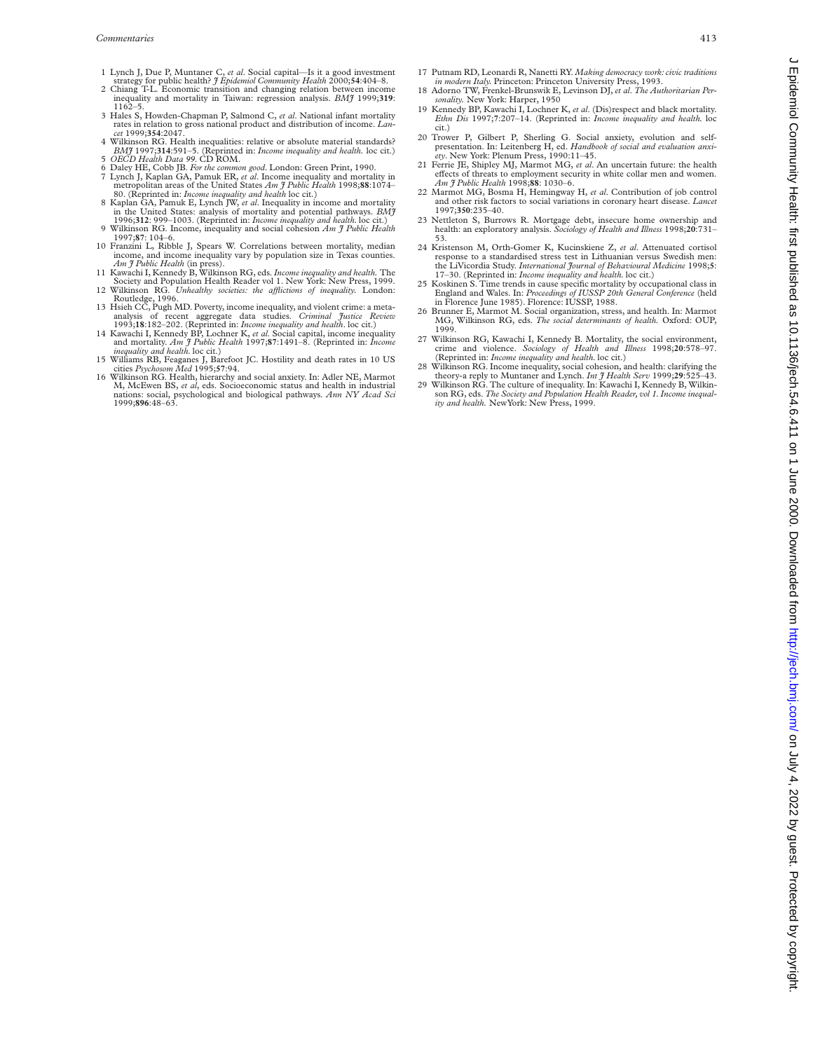1 Lynch J, Due P, Muntaner C, *et al*. Social capital—Is it a good investment strategy for public health? *J Epidemiol Community Health* 2000;**54**:404–8.
2 Chiang T-L. Economic transition and changing relation between income inequality and mortality in Taiwan: regression analysis. *BMJ* 1999;**319**: 1162–5.
3 Hales S, Howden-Chapman P, Salmond C, *et al*. National infant mortality rates in relation to gross national product and distribution of income. *Lancet* 1999;**354**:2047.
4 Wilkinson RG. Health inequalities: relative or absolute material standards? *BMJ* 1997;**314**:591–5. (Reprinted in: *Income inequality and health*. loc cit.)
5 *OECD Health Data 99*. CD ROM.
6 Daley HE, Cobb JB. *For the common good*. London: Green Print, 1990.
7 Lynch J, Kaplan GA, Pamuk ER, *et al*. Income inequality and mortality in metropolitan areas of the United States *Am J Public Health* 1998;**88**:1074–80. (Reprinted in: *Income inequality and health* loc cit.)
8 Kaplan GA, Pamuk E, Lynch JW, *et al*. Inequality in income and mortality in the United States: analysis of mortality and potential pathways. *BMJ* 1996;**312**: 999–1003. (Reprinted in: *Income inequality and health*. loc cit.)
9 Wilkinson RG. Income, inequality and social cohesion *Am J Public Health* 1997;**87**: 104–6.
10 Franzini L, Ribble J, Spears W. Correlations between mortality, median income, and income inequality vary by population size in Texas counties. *Am J Public Health* (in press).
11 Kawachi I, Kennedy B, Wilkinson RG, eds. *Income inequality and health*. The Society and Population Health Reader vol 1. New York: New Press, 1999.
12 Wilkinson RG. *Unhealthy societies: the afflictions of inequality*. London: Routledge, 1996.
13 Hsieh CC, Pugh MD. Poverty, income inequality, and violent crime: a meta-analysis of recent aggregate data studies. *Criminal Justice Review* 1993;**18**:182–202. (Reprinted in: *Income inequality and health*. loc cit.)
14 Kawachi I, Kennedy BP, Lochner K, *et al*. Social capital, income inequality and mortality. *Am J Public Health* 1997;**87**:1491–8. (Reprinted in: *Income inequality and health*. loc cit.)
15 Williams RB, Feaganes J, Barefoot JC. Hostility and death rates in 10 US cities *Psychosom Med* 1995;**57**:94.
16 Wilkinson RG. Health, hierarchy and social anxiety. In: Adler NE, Marmot M, McEwen BS, *et al*, eds. Socioeconomic status and health in industrial nations: social, psychological and biological pathways. *Ann NY Acad Sci* 1999;**896**:48–63.
17 Putnam RD, Leonardi R, Nanetti RY. *Making democracy work: civic traditions in modern Italy*. Princeton: Princeton University Press, 1993.
18 Adorno TW, Frenkel-Brunswik E, Levinson DJ, *et al*. *The Authoritarian Personality*. New York: Harper, 1950
19 Kennedy BP, Kawachi I, Lochner K, *et al*. (Dis)respect and black mortality. *Ethn Dis* 1997;**7**:207–14. (Reprinted in: *Income inequality and health*. loc cit.)
20 Trower P, Gilbert P, Sherling G. Social anxiety, evolution and self-presentation. In: Leitenberg H, ed. *Handbook of social and evaluation anxiety*. New York: Plenum Press, 1990:11–45.
21 Ferrie JE, Shipley MJ, Marmot MG, *et al*. An uncertain future: the health effects of threats to employment security in white collar men and women. *Am J Public Health* 1998;**88**: 1030–6.
22 Marmot MG, Bosma H, Hemingway H, *et al*. Contribution of job control and other risk factors to social variations in coronary heart disease. *Lancet* 1997;**350**:235–40.
23 Nettleton S, Burrows R. Mortgage debt, insecure home ownership and health: an exploratory analysis. *Sociology of Health and Illness* 1998;**20**:731–53.
24 Kristenson M, Orth-Gomer K, Kucinskiene Z, *et al*. Attenuated cortisol response to a standardised stress test in Lithuanian versus Swedish men: the LiVicordia Study. *International Journal of Behavioural Medicine* 1998;**5**: 17–30. (Reprinted in: *Income inequality and health*. loc cit.)
25 Koskinen S. Time trends in cause specific mortality by occupational class in England and Wales. In: *Proceedings of IUSSP 20th General Conference* (held in Florence June 1985). Florence: IUSSP, 1988.
26 Brunner E, Marmot M. Social organization, stress, and health. In: Marmot MG, Wilkinson RG, eds. *The social determinants of health*. Oxford: OUP, 1999.
27 Wilkinson RG, Kawachi I, Kennedy B. Mortality, the social environment, crime and violence. *Sociology of Health and Illness* 1998;**20**:578–97. (Reprinted in: *Income inequality and health*. loc cit.)
28 Wilkinson RG. Income inequality, social cohesion, and health: clarifying the theory-a reply to Muntaner and Lynch. *Int J Health Serv* 1999;**29**:525–43.
29 Wilkinson RG. The culture of inequality. In: Kawachi I, Kennedy B, Wilkinson RG, eds. *The Society and Population Health Reader, vol 1. Income inequality and health*. NewYork: New Press, 1999.